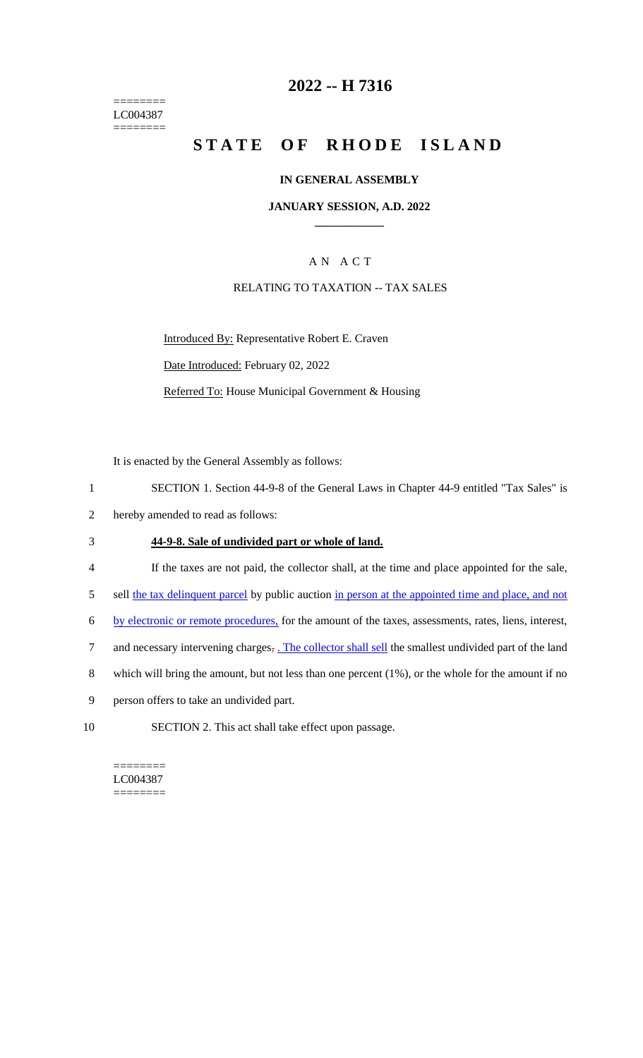========
LC004387
========

# 2022 -- H 7316

# STATE OF RHODE ISLAND

### IN GENERAL ASSEMBLY

### JANUARY SESSION, A.D. 2022

## A N A C T

RELATING TO TAXATION -- TAX SALES

Introduced By: Representative Robert E. Craven

Date Introduced: February 02, 2022

Referred To: House Municipal Government & Housing

It is enacted by the General Assembly as follows:

1 SECTION 1. Section 44-9-8 of the General Laws in Chapter 44-9 entitled "Tax Sales" is
2 hereby amended to read as follows:

3 **44-9-8. Sale of undivided part or whole of land.**

4 If the taxes are not paid, the collector shall, at the time and place appointed for the sale,
5 sell the tax delinquent parcel by public auction in person at the appointed time and place, and not
6 by electronic or remote procedures, for the amount of the taxes, assessments, rates, liens, interest,
7 and necessary intervening charges, . The collector shall sell the smallest undivided part of the land
8 which will bring the amount, but not less than one percent (1%), or the whole for the amount if no
9 person offers to take an undivided part.

10 SECTION 2. This act shall take effect upon passage.

========
LC004387
========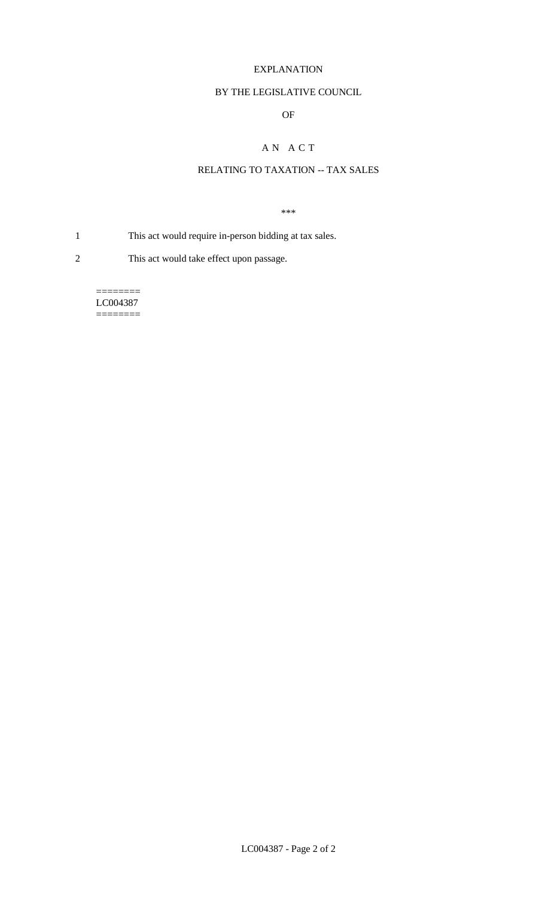EXPLANATION

BY THE LEGISLATIVE COUNCIL

OF

A N A C T

RELATING TO TAXATION -- TAX SALES

\*\*\*

1 This act would require in-person bidding at tax sales.

2 This act would take effect upon passage.

========
LC004387
========